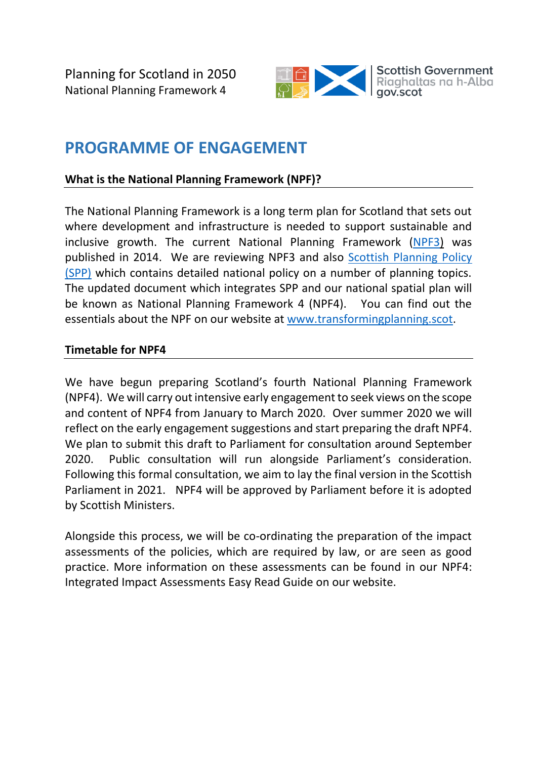Planning for Scotland in 2050
National Planning Framework 4

Scottish Government
Riaghaltas na h-Alba
gov.scot

# PROGRAMME OF ENGAGEMENT

## What is the National Planning Framework (NPF)?

The National Planning Framework is a long term plan for Scotland that sets out where development and infrastructure is needed to support sustainable and inclusive growth. The current National Planning Framework (NPF3) was published in 2014. We are reviewing NPF3 and also Scottish Planning Policy (SPP) which contains detailed national policy on a number of planning topics. The updated document which integrates SPP and our national spatial plan will be known as National Planning Framework 4 (NPF4). You can find out the essentials about the NPF on our website at www.transformingplanning.scot.

## Timetable for NPF4

We have begun preparing Scotland's fourth National Planning Framework (NPF4). We will carry out intensive early engagement to seek views on the scope and content of NPF4 from January to March 2020. Over summer 2020 we will reflect on the early engagement suggestions and start preparing the draft NPF4. We plan to submit this draft to Parliament for consultation around September 2020. Public consultation will run alongside Parliament's consideration. Following this formal consultation, we aim to lay the final version in the Scottish Parliament in 2021. NPF4 will be approved by Parliament before it is adopted by Scottish Ministers.

Alongside this process, we will be co-ordinating the preparation of the impact assessments of the policies, which are required by law, or are seen as good practice. More information on these assessments can be found in our NPF4: Integrated Impact Assessments Easy Read Guide on our website.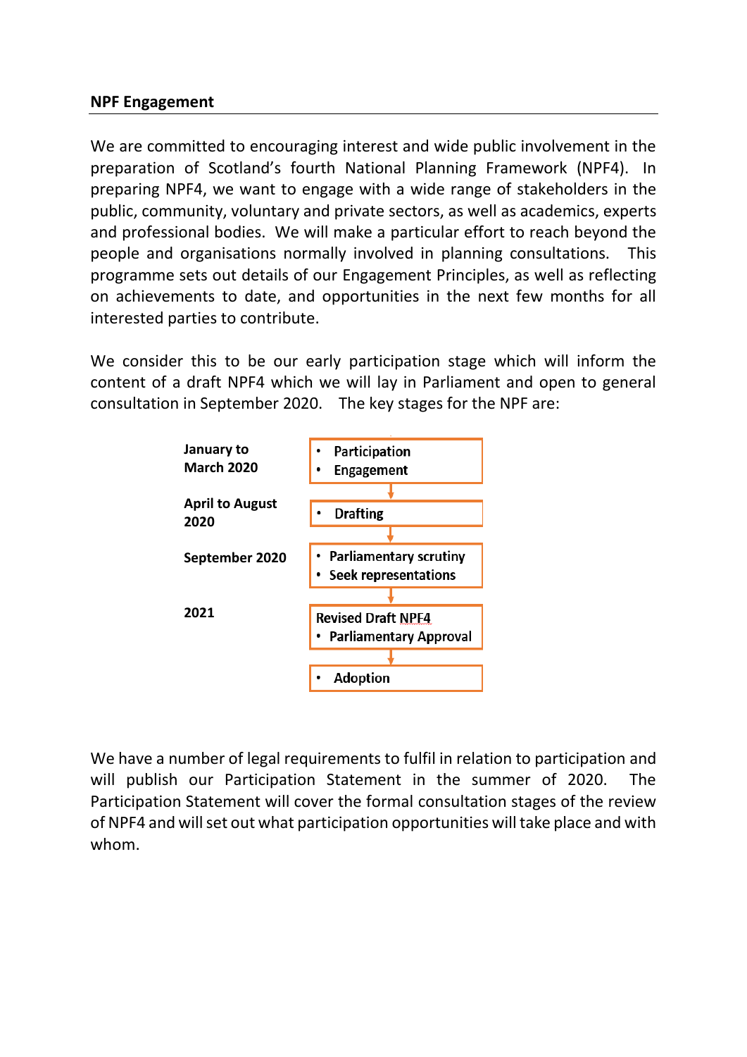**NPF Engagement**

We are committed to encouraging interest and wide public involvement in the preparation of Scotland's fourth National Planning Framework (NPF4). In preparing NPF4, we want to engage with a wide range of stakeholders in the public, community, voluntary and private sectors, as well as academics, experts and professional bodies. We will make a particular effort to reach beyond the people and organisations normally involved in planning consultations. This programme sets out details of our Engagement Principles, as well as reflecting on achievements to date, and opportunities in the next few months for all interested parties to contribute.

We consider this to be our early participation stage which will inform the content of a draft NPF4 which we will lay in Parliament and open to general consultation in September 2020. The key stages for the NPF are:

**January to March 2020**
- Participation
- Engagement

**April to August 2020**
- Drafting

**September 2020**
- Parliamentary scrutiny
- Seek representations

**2021**

Revised Draft NPF4
- Parliamentary Approval

- Adoption

We have a number of legal requirements to fulfil in relation to participation and will publish our Participation Statement in the summer of 2020. The Participation Statement will cover the formal consultation stages of the review of NPF4 and will set out what participation opportunities will take place and with whom.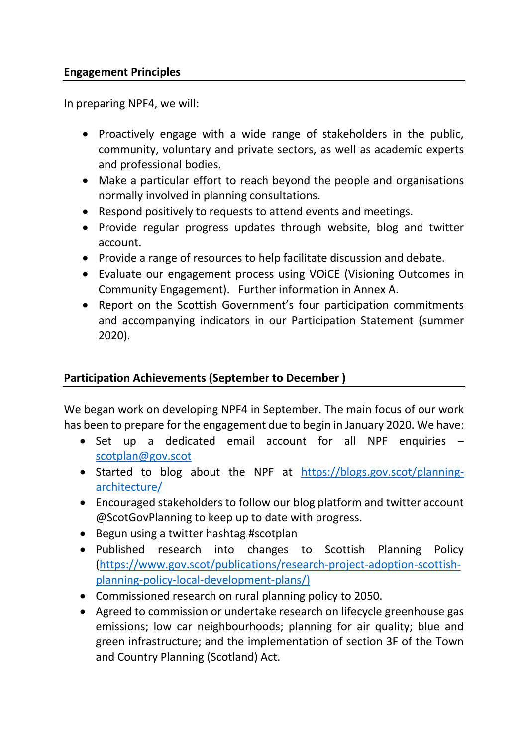## Engagement Principles

In preparing NPF4, we will:

- Proactively engage with a wide range of stakeholders in the public, community, voluntary and private sectors, as well as academic experts and professional bodies.
- Make a particular effort to reach beyond the people and organisations normally involved in planning consultations.
- Respond positively to requests to attend events and meetings.
- Provide regular progress updates through website, blog and twitter account.
- Provide a range of resources to help facilitate discussion and debate.
- Evaluate our engagement process using VOiCE (Visioning Outcomes in Community Engagement). Further information in Annex A.
- Report on the Scottish Government's four participation commitments and accompanying indicators in our Participation Statement (summer 2020).

## Participation Achievements (September to December )

We began work on developing NPF4 in September. The main focus of our work has been to prepare for the engagement due to begin in January 2020. We have:

- Set up a dedicated email account for all NPF enquiries – scotplan@gov.scot
- Started to blog about the NPF at https://blogs.gov.scot/planning-architecture/
- Encouraged stakeholders to follow our blog platform and twitter account @ScotGovPlanning to keep up to date with progress.
- Begun using a twitter hashtag #scotplan
- Published research into changes to Scottish Planning Policy (https://www.gov.scot/publications/research-project-adoption-scottish-planning-policy-local-development-plans/)
- Commissioned research on rural planning policy to 2050.
- Agreed to commission or undertake research on lifecycle greenhouse gas emissions; low car neighbourhoods; planning for air quality; blue and green infrastructure; and the implementation of section 3F of the Town and Country Planning (Scotland) Act.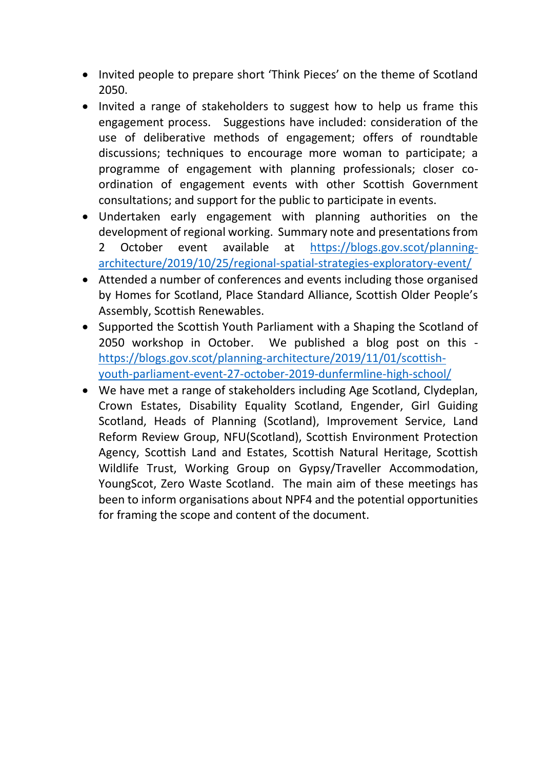- Invited people to prepare short 'Think Pieces' on the theme of Scotland 2050.
- Invited a range of stakeholders to suggest how to help us frame this engagement process. Suggestions have included: consideration of the use of deliberative methods of engagement; offers of roundtable discussions; techniques to encourage more woman to participate; a programme of engagement with planning professionals; closer co-ordination of engagement events with other Scottish Government consultations; and support for the public to participate in events.
- Undertaken early engagement with planning authorities on the development of regional working. Summary note and presentations from 2 October event available at https://blogs.gov.scot/planning-architecture/2019/10/25/regional-spatial-strategies-exploratory-event/
- Attended a number of conferences and events including those organised by Homes for Scotland, Place Standard Alliance, Scottish Older People's Assembly, Scottish Renewables.
- Supported the Scottish Youth Parliament with a Shaping the Scotland of 2050 workshop in October. We published a blog post on this - https://blogs.gov.scot/planning-architecture/2019/11/01/scottish-youth-parliament-event-27-october-2019-dunfermline-high-school/
- We have met a range of stakeholders including Age Scotland, Clydeplan, Crown Estates, Disability Equality Scotland, Engender, Girl Guiding Scotland, Heads of Planning (Scotland), Improvement Service, Land Reform Review Group, NFU(Scotland), Scottish Environment Protection Agency, Scottish Land and Estates, Scottish Natural Heritage, Scottish Wildlife Trust, Working Group on Gypsy/Traveller Accommodation, YoungScot, Zero Waste Scotland. The main aim of these meetings has been to inform organisations about NPF4 and the potential opportunities for framing the scope and content of the document.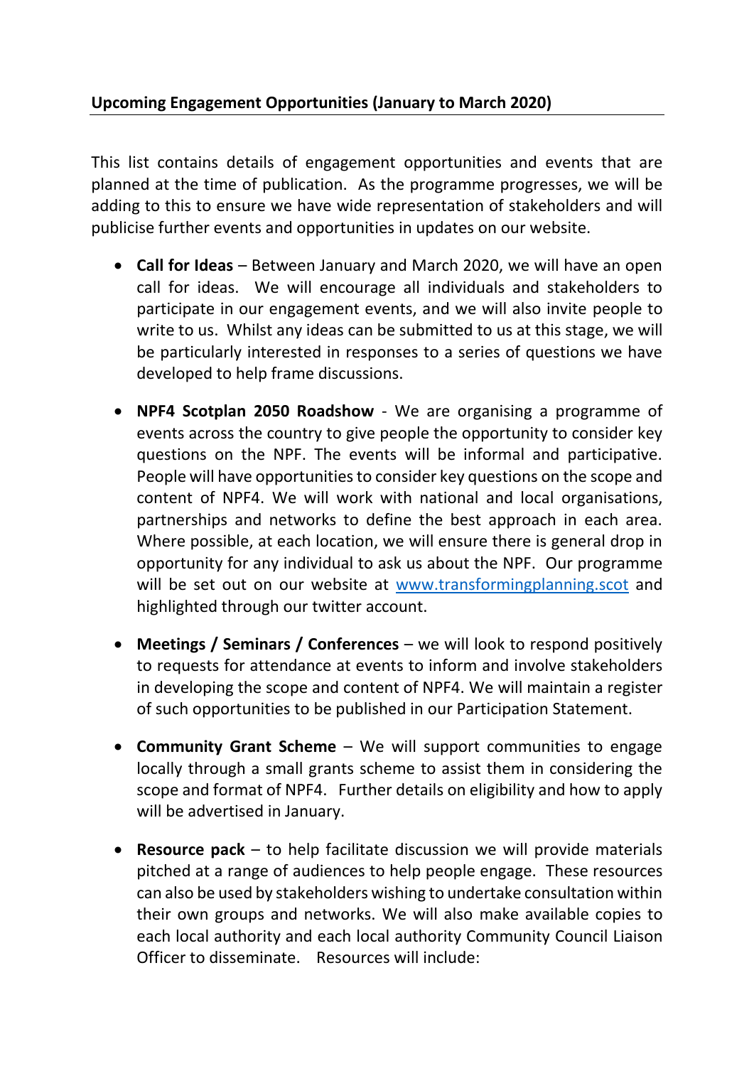**Upcoming Engagement Opportunities (January to March 2020)**

This list contains details of engagement opportunities and events that are planned at the time of publication. As the programme progresses, we will be adding to this to ensure we have wide representation of stakeholders and will publicise further events and opportunities in updates on our website.

- **Call for Ideas** – Between January and March 2020, we will have an open call for ideas. We will encourage all individuals and stakeholders to participate in our engagement events, and we will also invite people to write to us. Whilst any ideas can be submitted to us at this stage, we will be particularly interested in responses to a series of questions we have developed to help frame discussions.

- **NPF4 Scotplan 2050 Roadshow** - We are organising a programme of events across the country to give people the opportunity to consider key questions on the NPF. The events will be informal and participative. People will have opportunities to consider key questions on the scope and content of NPF4. We will work with national and local organisations, partnerships and networks to define the best approach in each area. Where possible, at each location, we will ensure there is general drop in opportunity for any individual to ask us about the NPF. Our programme will be set out on our website at [www.transformingplanning.scot](www.transformingplanning.scot) and highlighted through our twitter account.

- **Meetings / Seminars / Conferences** – we will look to respond positively to requests for attendance at events to inform and involve stakeholders in developing the scope and content of NPF4. We will maintain a register of such opportunities to be published in our Participation Statement.

- **Community Grant Scheme** – We will support communities to engage locally through a small grants scheme to assist them in considering the scope and format of NPF4. Further details on eligibility and how to apply will be advertised in January.

- **Resource pack** – to help facilitate discussion we will provide materials pitched at a range of audiences to help people engage. These resources can also be used by stakeholders wishing to undertake consultation within their own groups and networks. We will also make available copies to each local authority and each local authority Community Council Liaison Officer to disseminate. Resources will include: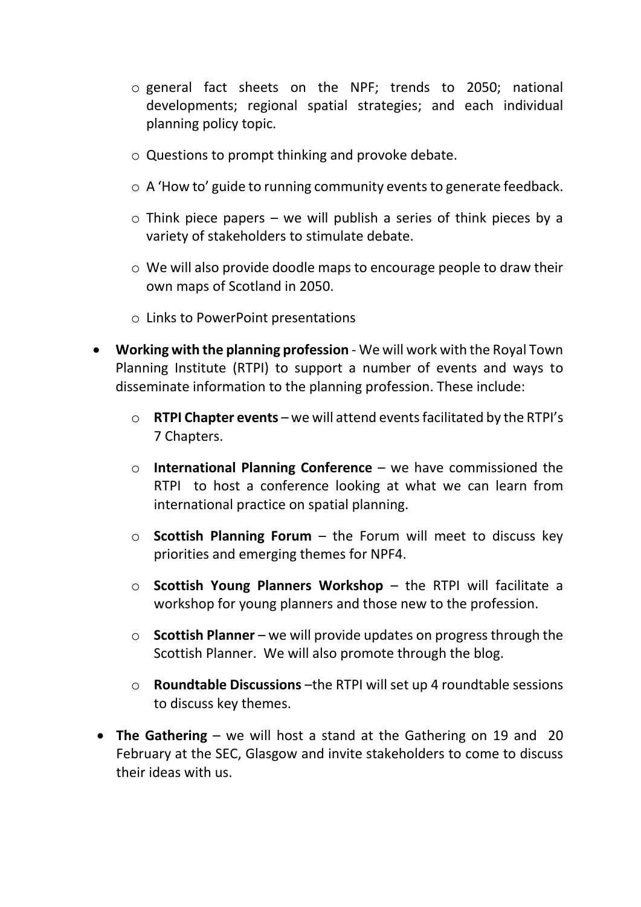- general fact sheets on the NPF; trends to 2050; national developments; regional spatial strategies; and each individual planning policy topic.
- Questions to prompt thinking and provoke debate.
- A 'How to' guide to running community events to generate feedback.
- Think piece papers – we will publish a series of think pieces by a variety of stakeholders to stimulate debate.
- We will also provide doodle maps to encourage people to draw their own maps of Scotland in 2050.
- Links to PowerPoint presentations

- **Working with the planning profession** - We will work with the Royal Town Planning Institute (RTPI) to support a number of events and ways to disseminate information to the planning profession. These include:
  - **RTPI Chapter events** – we will attend events facilitated by the RTPI's 7 Chapters.
  - **International Planning Conference** – we have commissioned the RTPI to host a conference looking at what we can learn from international practice on spatial planning.
  - **Scottish Planning Forum** – the Forum will meet to discuss key priorities and emerging themes for NPF4.
  - **Scottish Young Planners Workshop** – the RTPI will facilitate a workshop for young planners and those new to the profession.
  - **Scottish Planner** – we will provide updates on progress through the Scottish Planner. We will also promote through the blog.
  - **Roundtable Discussions** –the RTPI will set up 4 roundtable sessions to discuss key themes.
- **The Gathering** – we will host a stand at the Gathering on 19 and 20 February at the SEC, Glasgow and invite stakeholders to come to discuss their ideas with us.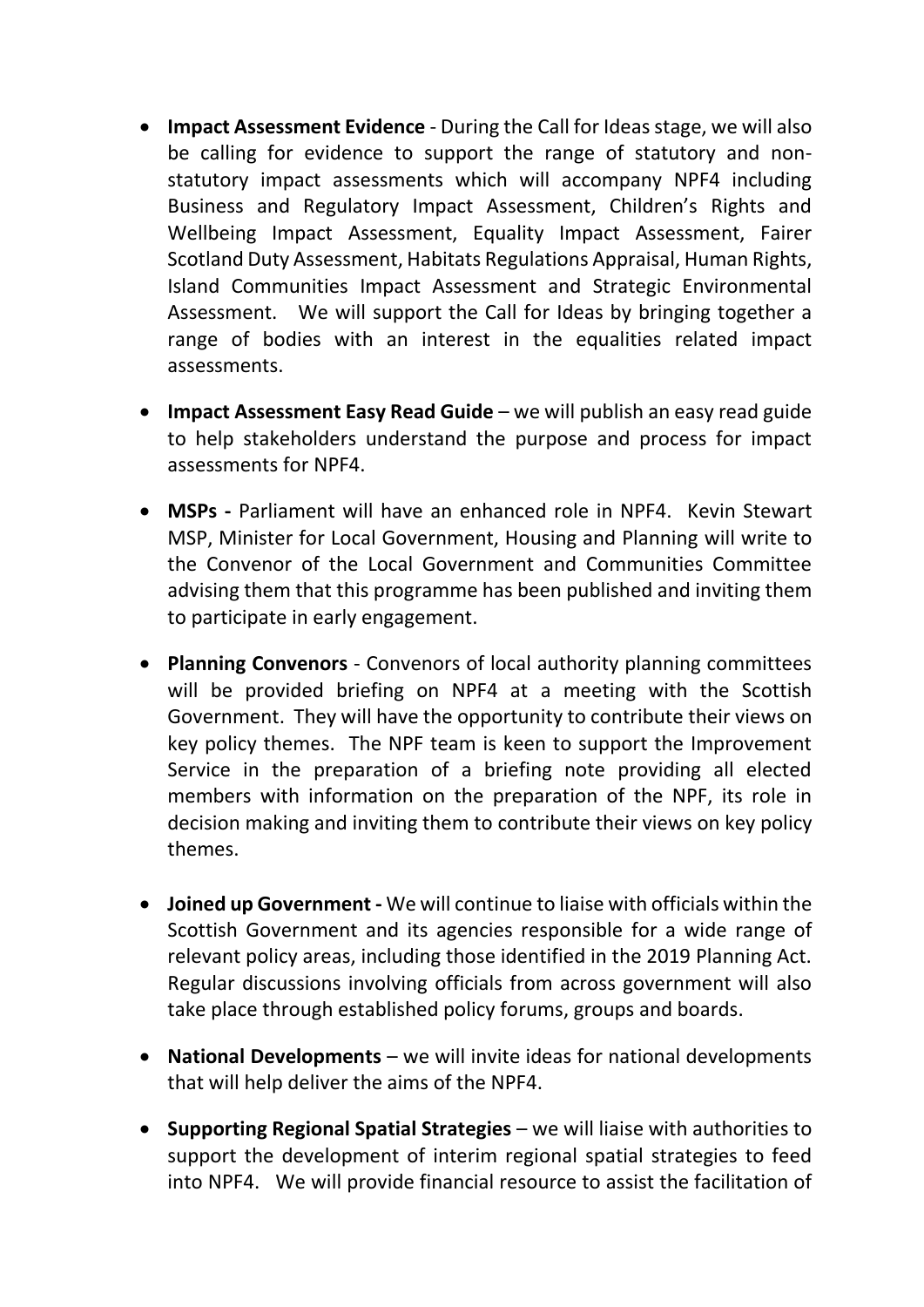- **Impact Assessment Evidence** - During the Call for Ideas stage, we will also be calling for evidence to support the range of statutory and non-statutory impact assessments which will accompany NPF4 including Business and Regulatory Impact Assessment, Children's Rights and Wellbeing Impact Assessment, Equality Impact Assessment, Fairer Scotland Duty Assessment, Habitats Regulations Appraisal, Human Rights, Island Communities Impact Assessment and Strategic Environmental Assessment. We will support the Call for Ideas by bringing together a range of bodies with an interest in the equalities related impact assessments.

- **Impact Assessment Easy Read Guide** – we will publish an easy read guide to help stakeholders understand the purpose and process for impact assessments for NPF4.

- **MSPs -** Parliament will have an enhanced role in NPF4. Kevin Stewart MSP, Minister for Local Government, Housing and Planning will write to the Convenor of the Local Government and Communities Committee advising them that this programme has been published and inviting them to participate in early engagement.

- **Planning Convenors** - Convenors of local authority planning committees will be provided briefing on NPF4 at a meeting with the Scottish Government. They will have the opportunity to contribute their views on key policy themes. The NPF team is keen to support the Improvement Service in the preparation of a briefing note providing all elected members with information on the preparation of the NPF, its role in decision making and inviting them to contribute their views on key policy themes.

- **Joined up Government -** We will continue to liaise with officials within the Scottish Government and its agencies responsible for a wide range of relevant policy areas, including those identified in the 2019 Planning Act. Regular discussions involving officials from across government will also take place through established policy forums, groups and boards.

- **National Developments** – we will invite ideas for national developments that will help deliver the aims of the NPF4.

- **Supporting Regional Spatial Strategies** – we will liaise with authorities to support the development of interim regional spatial strategies to feed into NPF4. We will provide financial resource to assist the facilitation of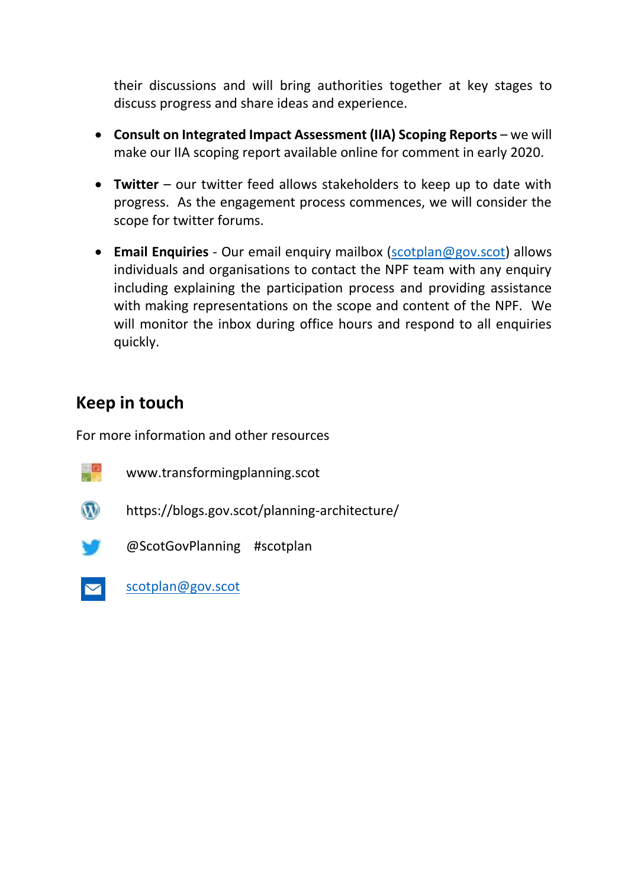their discussions and will bring authorities together at key stages to discuss progress and share ideas and experience.

- **Consult on Integrated Impact Assessment (IIA) Scoping Reports** – we will make our IIA scoping report available online for comment in early 2020.
- **Twitter** – our twitter feed allows stakeholders to keep up to date with progress. As the engagement process commences, we will consider the scope for twitter forums.
- **Email Enquiries** - Our email enquiry mailbox (scotplan@gov.scot) allows individuals and organisations to contact the NPF team with any enquiry including explaining the participation process and providing assistance with making representations on the scope and content of the NPF. We will monitor the inbox during office hours and respond to all enquiries quickly.

## Keep in touch

For more information and other resources

www.transformingplanning.scot

https://blogs.gov.scot/planning-architecture/

@ScotGovPlanning #scotplan

scotplan@gov.scot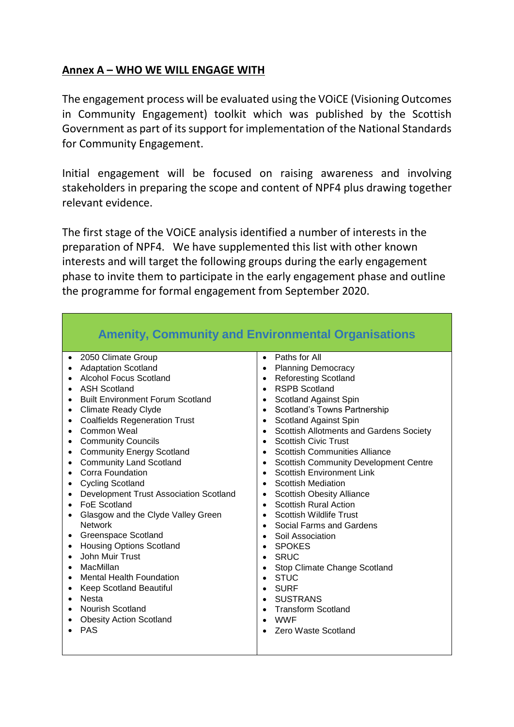## Annex A – WHO WE WILL ENGAGE WITH

The engagement process will be evaluated using the VOiCE (Visioning Outcomes in Community Engagement) toolkit which was published by the Scottish Government as part of its support for implementation of the National Standards for Community Engagement.

Initial engagement will be focused on raising awareness and involving stakeholders in preparing the scope and content of NPF4 plus drawing together relevant evidence.

The first stage of the VOiCE analysis identified a number of interests in the preparation of NPF4. We have supplemented this list with other known interests and will target the following groups during the early engagement phase to invite them to participate in the early engagement phase and outline the programme for formal engagement from September 2020.

### Amenity, Community and Environmental Organisations

- 2050 Climate Group
- Adaptation Scotland
- Alcohol Focus Scotland
- ASH Scotland
- Built Environment Forum Scotland
- Climate Ready Clyde
- Coalfields Regeneration Trust
- Common Weal
- Community Councils
- Community Energy Scotland
- Community Land Scotland
- Corra Foundation
- Cycling Scotland
- Development Trust Association Scotland
- FoE Scotland
- Glasgow and the Clyde Valley Green Network
- Greenspace Scotland
- Housing Options Scotland
- John Muir Trust
- MacMillan
- Mental Health Foundation
- Keep Scotland Beautiful
- Nesta
- Nourish Scotland
- Obesity Action Scotland
- PAS
- Paths for All
- Planning Democracy
- Reforesting Scotland
- RSPB Scotland
- Scotland Against Spin
- Scotland's Towns Partnership
- Scotland Against Spin
- Scottish Allotments and Gardens Society
- Scottish Civic Trust
- Scottish Communities Alliance
- Scottish Community Development Centre
- Scottish Environment Link
- Scottish Mediation
- Scottish Obesity Alliance
- Scottish Rural Action
- Scottish Wildlife Trust
- Social Farms and Gardens
- Soil Association
- SPOKES
- SRUC
- Stop Climate Change Scotland
- STUC
- SURF
- SUSTRANS
- Transform Scotland
- WWF
- Zero Waste Scotland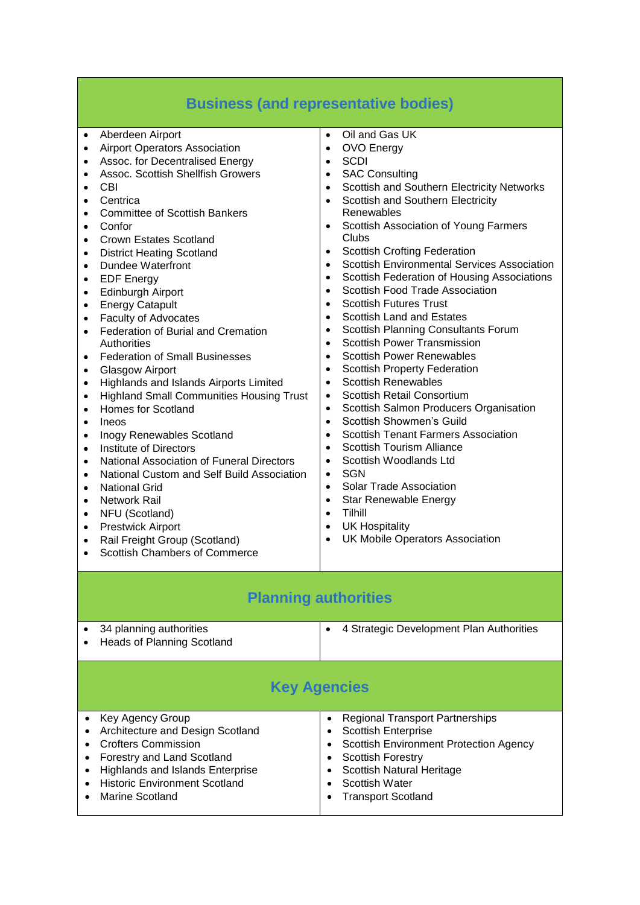## Business (and representative bodies)

- Aberdeen Airport
- Airport Operators Association
- Assoc. for Decentralised Energy
- Assoc. Scottish Shellfish Growers
- CBI
- Centrica
- Committee of Scottish Bankers
- Confor
- Crown Estates Scotland
- District Heating Scotland
- Dundee Waterfront
- EDF Energy
- Edinburgh Airport
- Energy Catapult
- Faculty of Advocates
- Federation of Burial and Cremation Authorities
- Federation of Small Businesses
- Glasgow Airport
- Highlands and Islands Airports Limited
- Highland Small Communities Housing Trust
- Homes for Scotland
- Ineos
- Inogy Renewables Scotland
- Institute of Directors
- National Association of Funeral Directors
- National Custom and Self Build Association
- National Grid
- Network Rail
- NFU (Scotland)
- Prestwick Airport
- Rail Freight Group (Scotland)
- Scottish Chambers of Commerce
- Oil and Gas UK
- OVO Energy
- SCDI
- SAC Consulting
- Scottish and Southern Electricity Networks
- Scottish and Southern Electricity Renewables
- Scottish Association of Young Farmers Clubs
- Scottish Crofting Federation
- Scottish Environmental Services Association
- Scottish Federation of Housing Associations
- Scottish Food Trade Association
- Scottish Futures Trust
- Scottish Land and Estates
- Scottish Planning Consultants Forum
- Scottish Power Transmission
- Scottish Power Renewables
- Scottish Property Federation
- Scottish Renewables
- Scottish Retail Consortium
- Scottish Salmon Producers Organisation
- Scottish Showmen's Guild
- Scottish Tenant Farmers Association
- Scottish Tourism Alliance
- Scottish Woodlands Ltd
- SGN
- Solar Trade Association
- Star Renewable Energy
- Tilhill
- UK Hospitality
- UK Mobile Operators Association

## Planning authorities

- 34 planning authorities
- Heads of Planning Scotland
- 4 Strategic Development Plan Authorities

## Key Agencies

- Key Agency Group
- Architecture and Design Scotland
- Crofters Commission
- Forestry and Land Scotland
- Highlands and Islands Enterprise
- Historic Environment Scotland
- Marine Scotland
- Regional Transport Partnerships
- Scottish Enterprise
- Scottish Environment Protection Agency
- Scottish Forestry
- Scottish Natural Heritage
- Scottish Water
- Transport Scotland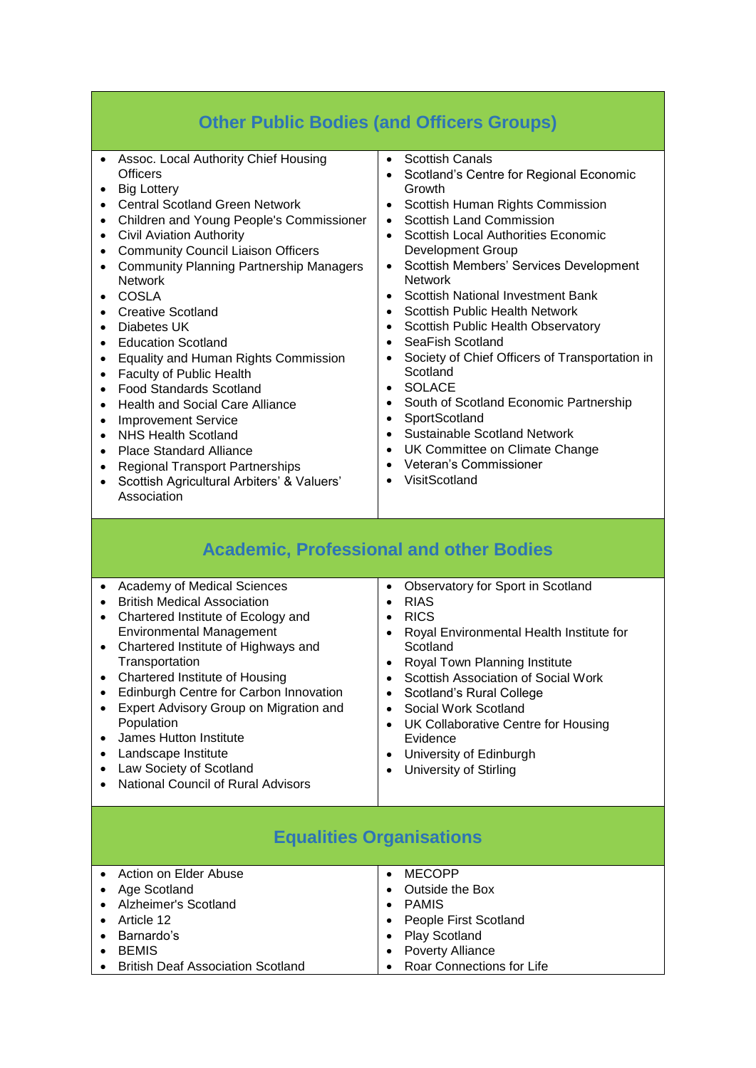## Other Public Bodies (and Officers Groups)

- Assoc. Local Authority Chief Housing Officers
- Big Lottery
- Central Scotland Green Network
- Children and Young People's Commissioner
- Civil Aviation Authority
- Community Council Liaison Officers
- Community Planning Partnership Managers Network
- COSLA
- Creative Scotland
- Diabetes UK
- Education Scotland
- Equality and Human Rights Commission
- Faculty of Public Health
- Food Standards Scotland
- Health and Social Care Alliance
- Improvement Service
- NHS Health Scotland
- Place Standard Alliance
- Regional Transport Partnerships
- Scottish Agricultural Arbiters' & Valuers' Association
- Scottish Canals
- Scotland's Centre for Regional Economic Growth
- Scottish Human Rights Commission
- Scottish Land Commission
- Scottish Local Authorities Economic Development Group
- Scottish Members' Services Development Network
- Scottish National Investment Bank
- Scottish Public Health Network
- Scottish Public Health Observatory
- SeaFish Scotland
- Society of Chief Officers of Transportation in Scotland
- SOLACE
- South of Scotland Economic Partnership
- SportScotland
- Sustainable Scotland Network
- UK Committee on Climate Change
- Veteran's Commissioner
- VisitScotland

## Academic, Professional and other Bodies

- Academy of Medical Sciences
- British Medical Association
- Chartered Institute of Ecology and Environmental Management
- Chartered Institute of Highways and Transportation
- Chartered Institute of Housing
- Edinburgh Centre for Carbon Innovation
- Expert Advisory Group on Migration and Population
- James Hutton Institute
- Landscape Institute
- Law Society of Scotland
- National Council of Rural Advisors
- Observatory for Sport in Scotland
- RIAS
- RICS
- Royal Environmental Health Institute for Scotland
- Royal Town Planning Institute
- Scottish Association of Social Work
- Scotland's Rural College
- Social Work Scotland
- UK Collaborative Centre for Housing Evidence
- University of Edinburgh
- University of Stirling

## Equalities Organisations

- Action on Elder Abuse
- Age Scotland
- Alzheimer's Scotland
- Article 12
- Barnardo's
- BEMIS
- British Deaf Association Scotland
- MECOPP
- Outside the Box
- PAMIS
- People First Scotland
- Play Scotland
- Poverty Alliance
- Roar Connections for Life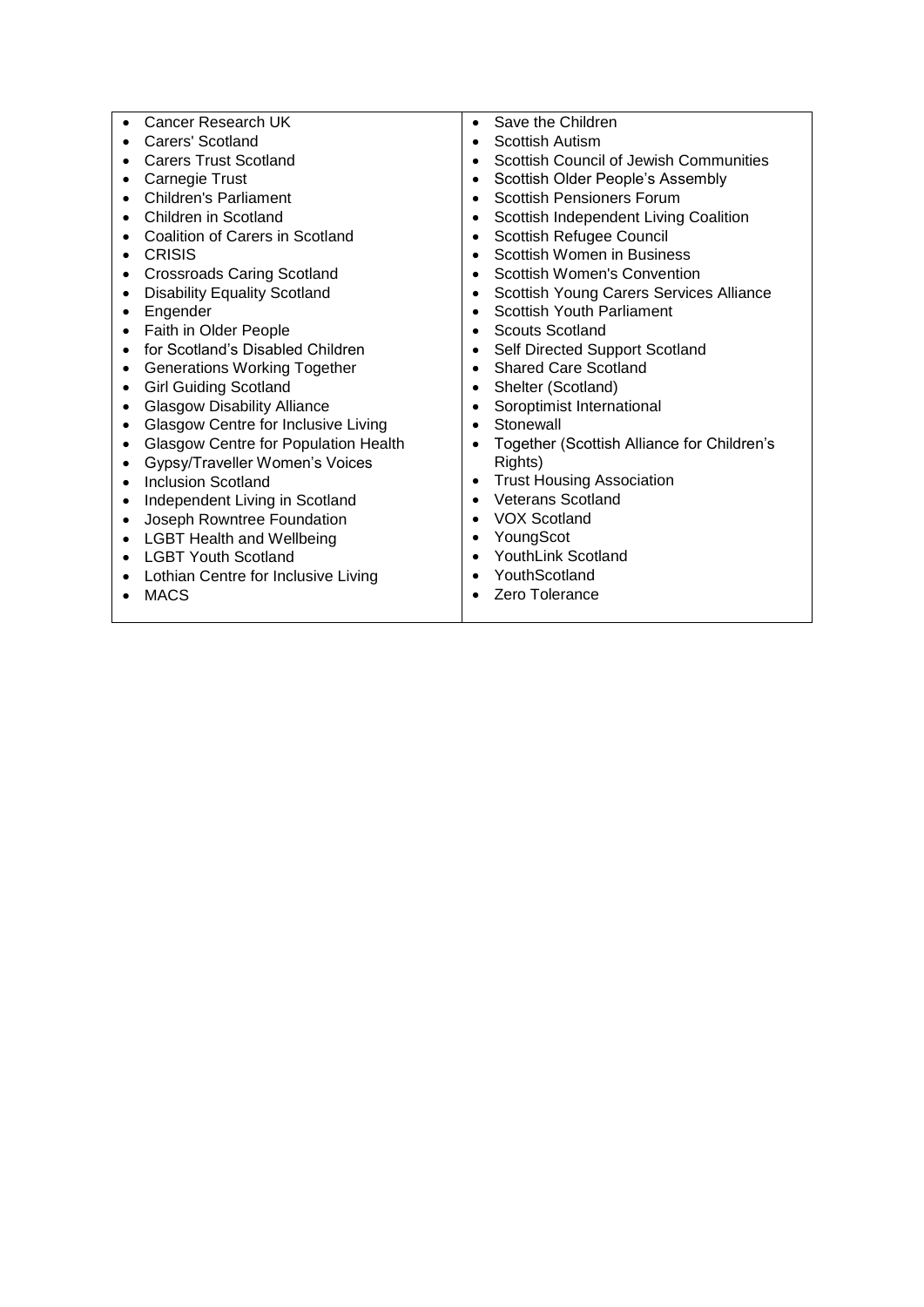- Cancer Research UK
- Carers' Scotland
- Carers Trust Scotland
- Carnegie Trust
- Children's Parliament
- Children in Scotland
- Coalition of Carers in Scotland
- CRISIS
- Crossroads Caring Scotland
- Disability Equality Scotland
- Engender
- Faith in Older People
- for Scotland's Disabled Children
- Generations Working Together
- Girl Guiding Scotland
- Glasgow Disability Alliance
- Glasgow Centre for Inclusive Living
- Glasgow Centre for Population Health
- Gypsy/Traveller Women's Voices
- Inclusion Scotland
- Independent Living in Scotland
- Joseph Rowntree Foundation
- LGBT Health and Wellbeing
- LGBT Youth Scotland
- Lothian Centre for Inclusive Living
- MACS
- Save the Children
- Scottish Autism
- Scottish Council of Jewish Communities
- Scottish Older People's Assembly
- Scottish Pensioners Forum
- Scottish Independent Living Coalition
- Scottish Refugee Council
- Scottish Women in Business
- Scottish Women's Convention
- Scottish Young Carers Services Alliance
- Scottish Youth Parliament
- Scouts Scotland
- Self Directed Support Scotland
- Shared Care Scotland
- Shelter (Scotland)
- Soroptimist International
- Stonewall
- Together (Scottish Alliance for Children's Rights)
- Trust Housing Association
- Veterans Scotland
- VOX Scotland
- YoungScot
- YouthLink Scotland
- YouthScotland
- Zero Tolerance